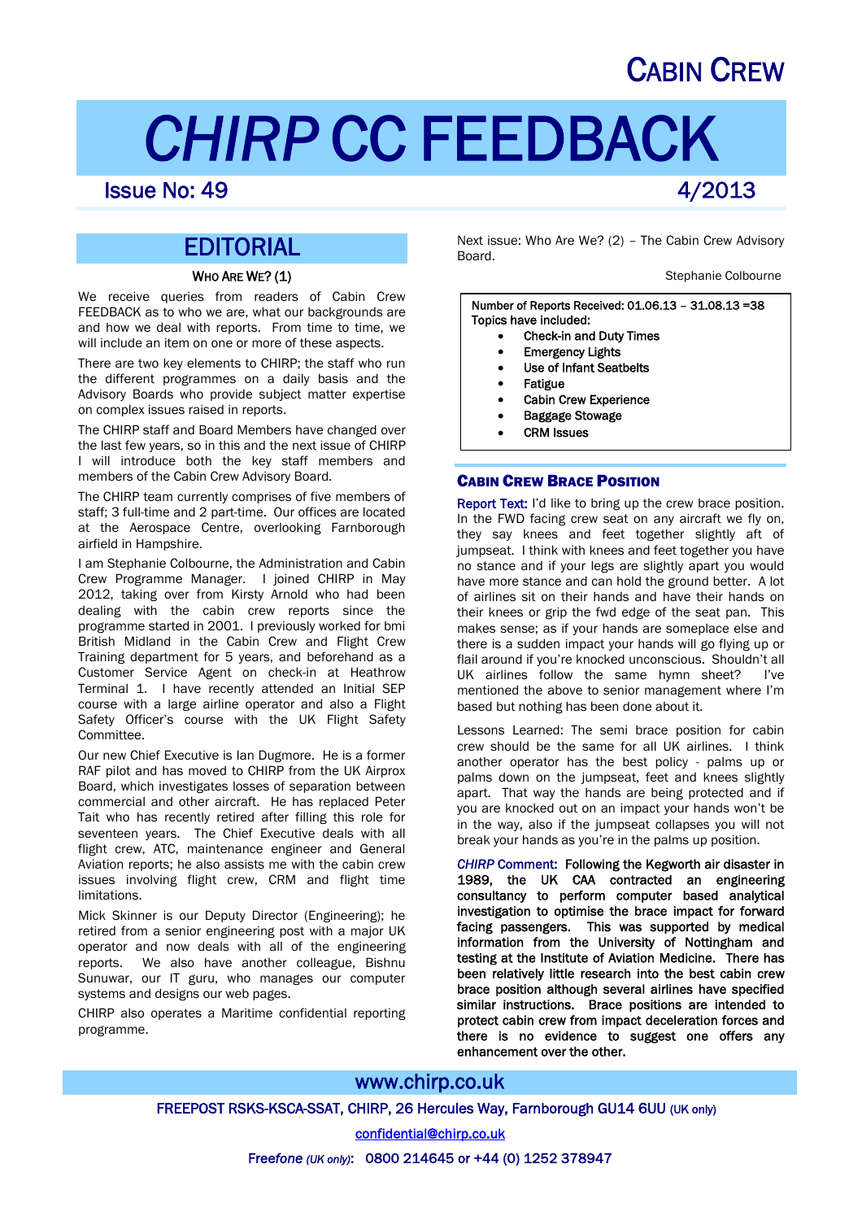# CABIN CREW

# *CHIRP* CC FEEDBACK

Issue No: 49 — 4/2013

## EDITORIAL

### WHO ARE WE? (1)

We receive queries from readers of Cabin Crew FEEDBACK as to who we are, what our backgrounds are and how we deal with reports. From time to time, we will include an item on one or more of these aspects.

There are two key elements to CHIRP; the staff who run the different programmes on a daily basis and the Advisory Boards who provide subject matter expertise on complex issues raised in reports.

The CHIRP staff and Board Members have changed over the last few years, so in this and the next issue of CHIRP I will introduce both the key staff members and members of the Cabin Crew Advisory Board.

The CHIRP team currently comprises of five members of staff; 3 full-time and 2 part-time. Our offices are located at the Aerospace Centre, overlooking Farnborough airfield in Hampshire.

I am Stephanie Colbourne, the Administration and Cabin Crew Programme Manager. I joined CHIRP in May 2012, taking over from Kirsty Arnold who had been dealing with the cabin crew reports since the programme started in 2001. I previously worked for bmi British Midland in the Cabin Crew and Flight Crew Training department for 5 years, and beforehand as a Customer Service Agent on check-in at Heathrow Terminal 1. I have recently attended an Initial SEP course with a large airline operator and also a Flight Safety Officer's course with the UK Flight Safety Committee.

Our new Chief Executive is Ian Dugmore. He is a former RAF pilot and has moved to CHIRP from the UK Airprox Board, which investigates losses of separation between commercial and other aircraft. He has replaced Peter Tait who has recently retired after filling this role for seventeen years. The Chief Executive deals with all flight crew, ATC, maintenance engineer and General Aviation reports; he also assists me with the cabin crew issues involving flight crew, CRM and flight time limitations.

Mick Skinner is our Deputy Director (Engineering); he retired from a senior engineering post with a major UK operator and now deals with all of the engineering reports. We also have another colleague, Bishnu Sunuwar, our IT guru, who manages our computer systems and designs our web pages.

CHIRP also operates a Maritime confidential reporting programme.

Next issue: Who Are We? (2) – The Cabin Crew Advisory Board.

Stephanie Colbourne

**Number of Reports Received: 01.06.13 – 31.08.13 =38**
**Topics have included:**

- Check-in and Duty Times
- Emergency Lights
- Use of Infant Seatbelts
- Fatigue
- Cabin Crew Experience
- Baggage Stowage
- CRM Issues

### CABIN CREW BRACE POSITION

Report Text: I'd like to bring up the crew brace position. In the FWD facing crew seat on any aircraft we fly on, they say knees and feet together slightly aft of jumpseat. I think with knees and feet together you have no stance and if your legs are slightly apart you would have more stance and can hold the ground better. A lot of airlines sit on their hands and have their hands on their knees or grip the fwd edge of the seat pan. This makes sense; as if your hands are someplace else and there is a sudden impact your hands will go flying up or flail around if you're knocked unconscious. Shouldn't all UK airlines follow the same hymn sheet? I've mentioned the above to senior management where I'm based but nothing has been done about it.

Lessons Learned: The semi brace position for cabin crew should be the same for all UK airlines. I think another operator has the best policy - palms up or palms down on the jumpseat, feet and knees slightly apart. That way the hands are being protected and if you are knocked out on an impact your hands won't be in the way, also if the jumpseat collapses you will not break your hands as you're in the palms up position.

***CHIRP* Comment: Following the Kegworth air disaster in 1989, the UK CAA contracted an engineering consultancy to perform computer based analytical investigation to optimise the brace impact for forward facing passengers. This was supported by medical information from the University of Nottingham and testing at the Institute of Aviation Medicine. There has been relatively little research into the best cabin crew brace position although several airlines have specified similar instructions. Brace positions are intended to protect cabin crew from impact deceleration forces and there is no evidence to suggest one offers any enhancement over the other.**

www.chirp.co.uk

FREEPOST RSKS-KSCA-SSAT, CHIRP, 26 Hercules Way, Farnborough GU14 6UU (UK only)

confidential@chirp.co.uk

Freefone *(UK only)*: 0800 214645 or +44 (0) 1252 378947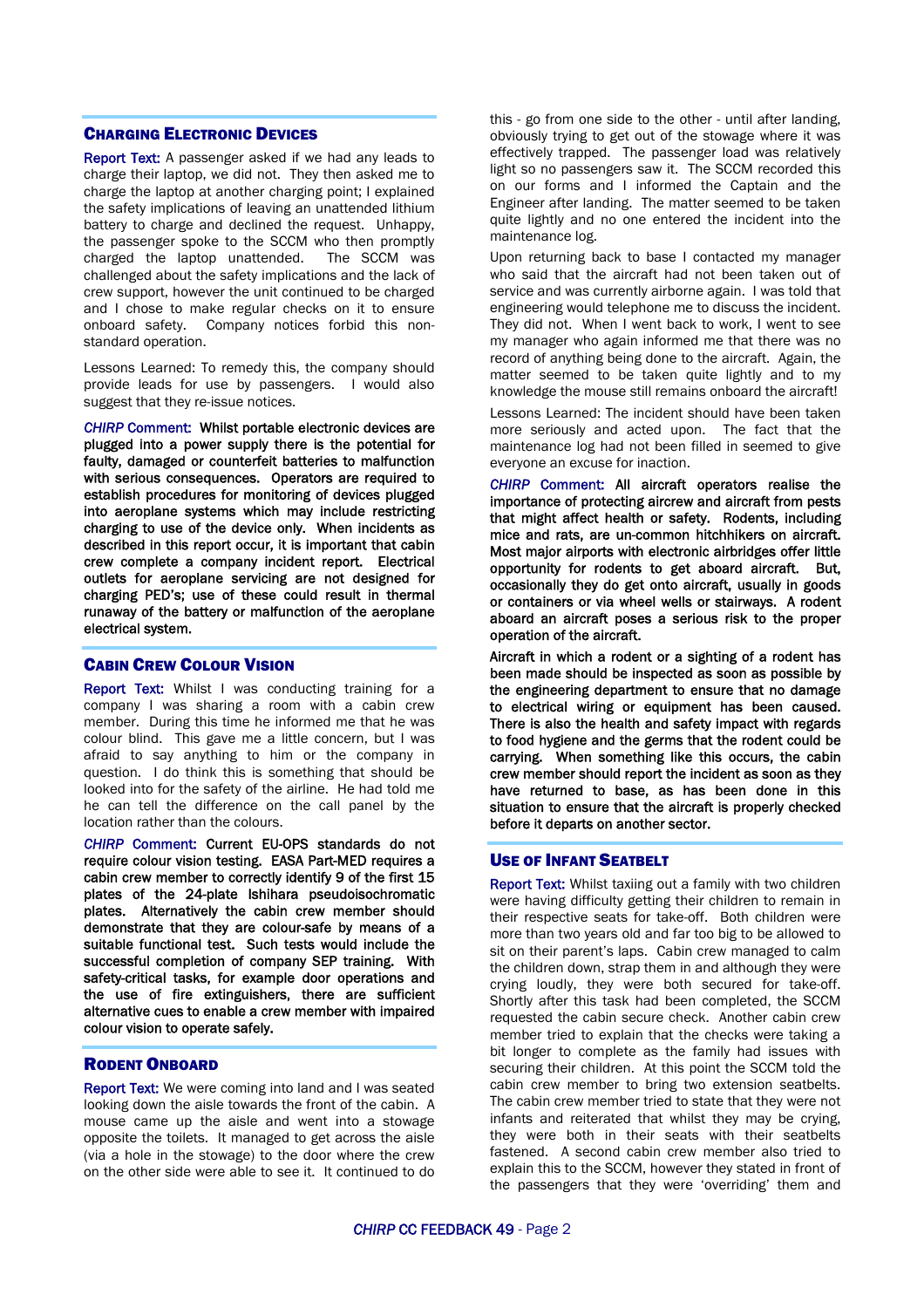## Charging Electronic Devices

Report Text: A passenger asked if we had any leads to charge their laptop, we did not. They then asked me to charge the laptop at another charging point; I explained the safety implications of leaving an unattended lithium battery to charge and declined the request. Unhappy, the passenger spoke to the SCCM who then promptly charged the laptop unattended. The SCCM was challenged about the safety implications and the lack of crew support, however the unit continued to be charged and I chose to make regular checks on it to ensure onboard safety. Company notices forbid this non-standard operation.

Lessons Learned: To remedy this, the company should provide leads for use by passengers. I would also suggest that they re-issue notices.

**_CHIRP_ Comment: Whilst portable electronic devices are plugged into a power supply there is the potential for faulty, damaged or counterfeit batteries to malfunction with serious consequences. Operators are required to establish procedures for monitoring of devices plugged into aeroplane systems which may include restricting charging to use of the device only. When incidents as described in this report occur, it is important that cabin crew complete a company incident report. Electrical outlets for aeroplane servicing are not designed for charging PED's; use of these could result in thermal runaway of the battery or malfunction of the aeroplane electrical system.**

## Cabin Crew Colour Vision

Report Text: Whilst I was conducting training for a company I was sharing a room with a cabin crew member. During this time he informed me that he was colour blind. This gave me a little concern, but I was afraid to say anything to him or the company in question. I do think this is something that should be looked into for the safety of the airline. He had told me he can tell the difference on the call panel by the location rather than the colours.

**_CHIRP_ Comment: Current EU-OPS standards do not require colour vision testing. EASA Part-MED requires a cabin crew member to correctly identify 9 of the first 15 plates of the 24-plate Ishihara pseudoisochromatic plates. Alternatively the cabin crew member should demonstrate that they are colour-safe by means of a suitable functional test. Such tests would include the successful completion of company SEP training. With safety-critical tasks, for example door operations and the use of fire extinguishers, there are sufficient alternative cues to enable a crew member with impaired colour vision to operate safely.**

## Rodent Onboard

Report Text: We were coming into land and I was seated looking down the aisle towards the front of the cabin. A mouse came up the aisle and went into a stowage opposite the toilets. It managed to get across the aisle (via a hole in the stowage) to the door where the crew on the other side were able to see it. It continued to do this - go from one side to the other - until after landing, obviously trying to get out of the stowage where it was effectively trapped. The passenger load was relatively light so no passengers saw it. The SCCM recorded this on our forms and I informed the Captain and the Engineer after landing. The matter seemed to be taken quite lightly and no one entered the incident into the maintenance log.

Upon returning back to base I contacted my manager who said that the aircraft had not been taken out of service and was currently airborne again. I was told that engineering would telephone me to discuss the incident. They did not. When I went back to work, I went to see my manager who again informed me that there was no record of anything being done to the aircraft. Again, the matter seemed to be taken quite lightly and to my knowledge the mouse still remains onboard the aircraft!

Lessons Learned: The incident should have been taken more seriously and acted upon. The fact that the maintenance log had not been filled in seemed to give everyone an excuse for inaction.

**_CHIRP_ Comment: All aircraft operators realise the importance of protecting aircrew and aircraft from pests that might affect health or safety. Rodents, including mice and rats, are un-common hitchhikers on aircraft. Most major airports with electronic airbridges offer little opportunity for rodents to get aboard aircraft. But, occasionally they do get onto aircraft, usually in goods or containers or via wheel wells or stairways. A rodent aboard an aircraft poses a serious risk to the proper operation of the aircraft.**

**Aircraft in which a rodent or a sighting of a rodent has been made should be inspected as soon as possible by the engineering department to ensure that no damage to electrical wiring or equipment has been caused. There is also the health and safety impact with regards to food hygiene and the germs that the rodent could be carrying. When something like this occurs, the cabin crew member should report the incident as soon as they have returned to base, as has been done in this situation to ensure that the aircraft is properly checked before it departs on another sector.**

## Use of Infant Seatbelt

Report Text: Whilst taxiing out a family with two children were having difficulty getting their children to remain in their respective seats for take-off. Both children were more than two years old and far too big to be allowed to sit on their parent's laps. Cabin crew managed to calm the children down, strap them in and although they were crying loudly, they were both secured for take-off. Shortly after this task had been completed, the SCCM requested the cabin secure check. Another cabin crew member tried to explain that the checks were taking a bit longer to complete as the family had issues with securing their children. At this point the SCCM told the cabin crew member to bring two extension seatbelts. The cabin crew member tried to state that they were not infants and reiterated that whilst they may be crying, they were both in their seats with their seatbelts fastened. A second cabin crew member also tried to explain this to the SCCM, however they stated in front of the passengers that they were 'overriding' them and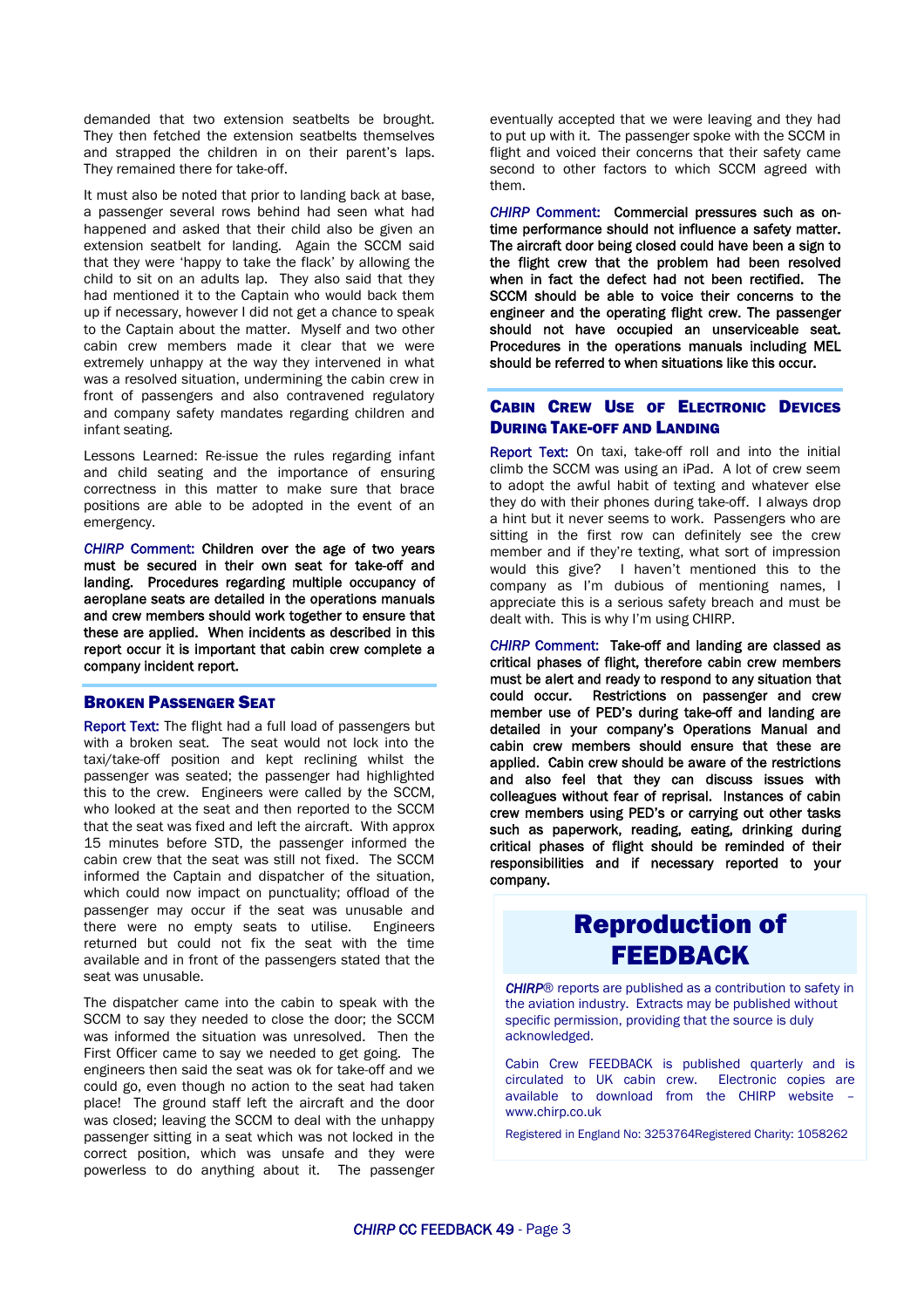demanded that two extension seatbelts be brought. They then fetched the extension seatbelts themselves and strapped the children in on their parent's laps. They remained there for take-off.

It must also be noted that prior to landing back at base, a passenger several rows behind had seen what had happened and asked that their child also be given an extension seatbelt for landing. Again the SCCM said that they were 'happy to take the flack' by allowing the child to sit on an adults lap. They also said that they had mentioned it to the Captain who would back them up if necessary, however I did not get a chance to speak to the Captain about the matter. Myself and two other cabin crew members made it clear that we were extremely unhappy at the way they intervened in what was a resolved situation, undermining the cabin crew in front of passengers and also contravened regulatory and company safety mandates regarding children and infant seating.

Lessons Learned: Re-issue the rules regarding infant and child seating and the importance of ensuring correctness in this matter to make sure that brace positions are able to be adopted in the event of an emergency.

*CHIRP* Comment: **Children over the age of two years must be secured in their own seat for take-off and landing. Procedures regarding multiple occupancy of aeroplane seats are detailed in the operations manuals and crew members should work together to ensure that these are applied. When incidents as described in this report occur it is important that cabin crew complete a company incident report.**

## BROKEN PASSENGER SEAT

Report Text: The flight had a full load of passengers but with a broken seat. The seat would not lock into the taxi/take-off position and kept reclining whilst the passenger was seated; the passenger had highlighted this to the crew. Engineers were called by the SCCM, who looked at the seat and then reported to the SCCM that the seat was fixed and left the aircraft. With approx 15 minutes before STD, the passenger informed the cabin crew that the seat was still not fixed. The SCCM informed the Captain and dispatcher of the situation, which could now impact on punctuality; offload of the passenger may occur if the seat was unusable and there were no empty seats to utilise. Engineers returned but could not fix the seat with the time available and in front of the passengers stated that the seat was unusable.

The dispatcher came into the cabin to speak with the SCCM to say they needed to close the door; the SCCM was informed the situation was unresolved. Then the First Officer came to say we needed to get going. The engineers then said the seat was ok for take-off and we could go, even though no action to the seat had taken place! The ground staff left the aircraft and the door was closed; leaving the SCCM to deal with the unhappy passenger sitting in a seat which was not locked in the correct position, which was unsafe and they were powerless to do anything about it. The passenger eventually accepted that we were leaving and they had to put up with it. The passenger spoke with the SCCM in flight and voiced their concerns that their safety came second to other factors to which SCCM agreed with them.

*CHIRP* Comment: **Commercial pressures such as on-time performance should not influence a safety matter. The aircraft door being closed could have been a sign to the flight crew that the problem had been resolved when in fact the defect had not been rectified. The SCCM should be able to voice their concerns to the engineer and the operating flight crew. The passenger should not have occupied an unserviceable seat. Procedures in the operations manuals including MEL should be referred to when situations like this occur.**

## CABIN CREW USE OF ELECTRONIC DEVICES DURING TAKE-OFF AND LANDING

Report Text: On taxi, take-off roll and into the initial climb the SCCM was using an iPad. A lot of crew seem to adopt the awful habit of texting and whatever else they do with their phones during take-off. I always drop a hint but it never seems to work. Passengers who are sitting in the first row can definitely see the crew member and if they're texting, what sort of impression would this give? I haven't mentioned this to the company as I'm dubious of mentioning names, I appreciate this is a serious safety breach and must be dealt with. This is why I'm using CHIRP.

*CHIRP* Comment: **Take-off and landing are classed as critical phases of flight, therefore cabin crew members must be alert and ready to respond to any situation that could occur. Restrictions on passenger and crew member use of PED's during take-off and landing are detailed in your company's Operations Manual and cabin crew members should ensure that these are applied. Cabin crew should be aware of the restrictions and also feel that they can discuss issues with colleagues without fear of reprisal. Instances of cabin crew members using PED's or carrying out other tasks such as paperwork, reading, eating, drinking during critical phases of flight should be reminded of their responsibilities and if necessary reported to your company.**

## Reproduction of FEEDBACK

*CHIRP*® reports are published as a contribution to safety in the aviation industry. Extracts may be published without specific permission, providing that the source is duly acknowledged.

Cabin Crew FEEDBACK is published quarterly and is circulated to UK cabin crew. Electronic copies are available to download from the CHIRP website – www.chirp.co.uk

Registered in England No: 3253764Registered Charity: 1058262